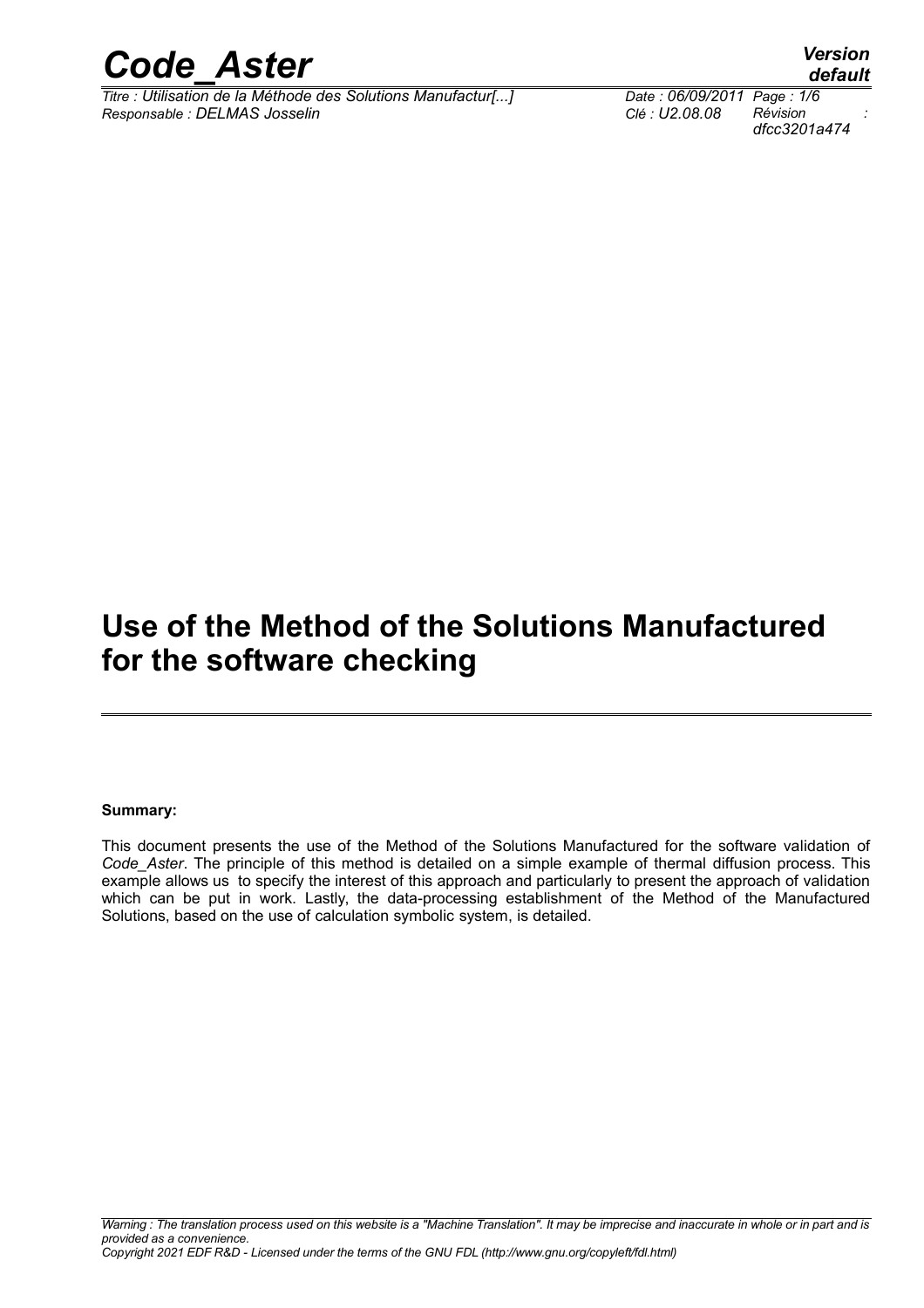# Use of the Method of the Solutions Manufactured for the software checking

**Summary:**

This document presents the use of the Method of the Solutions Manufactured for the software validation of *Code_Aster*. The principle of this method is detailed on a simple example of thermal diffusion process. This example allows us to specify the interest of this approach and particularly to present the approach of validation which can be put in work. Lastly, the data-processing establishment of the Method of the Manufactured Solutions, based on the use of calculation symbolic system, is detailed.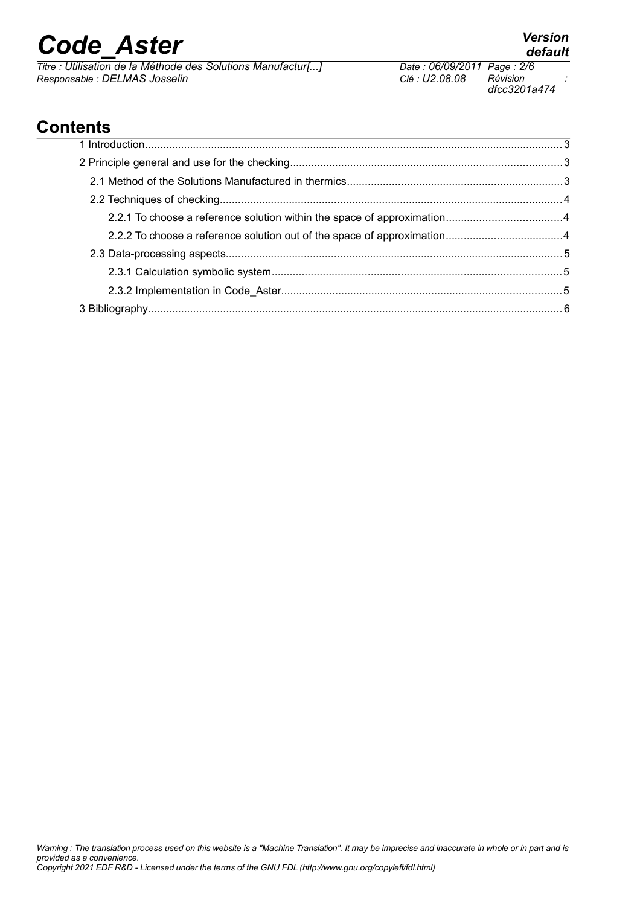## Contents

1 Introduction........................................................................................................................................3

2 Principle general and use for the checking.........................................................................................3

2.1 Method of the Solutions Manufactured in thermics.......................................................................3

2.2 Techniques of checking.................................................................................................................4

2.2.1 To choose a reference solution within the space of approximation......................................4

2.2.2 To choose a reference solution out of the space of approximation.......................................4

2.3 Data-processing aspects...............................................................................................................5

2.3.1 Calculation symbolic system...............................................................................................5

2.3.2 Implementation in Code_Aster............................................................................................5

3 Bibliography........................................................................................................................................6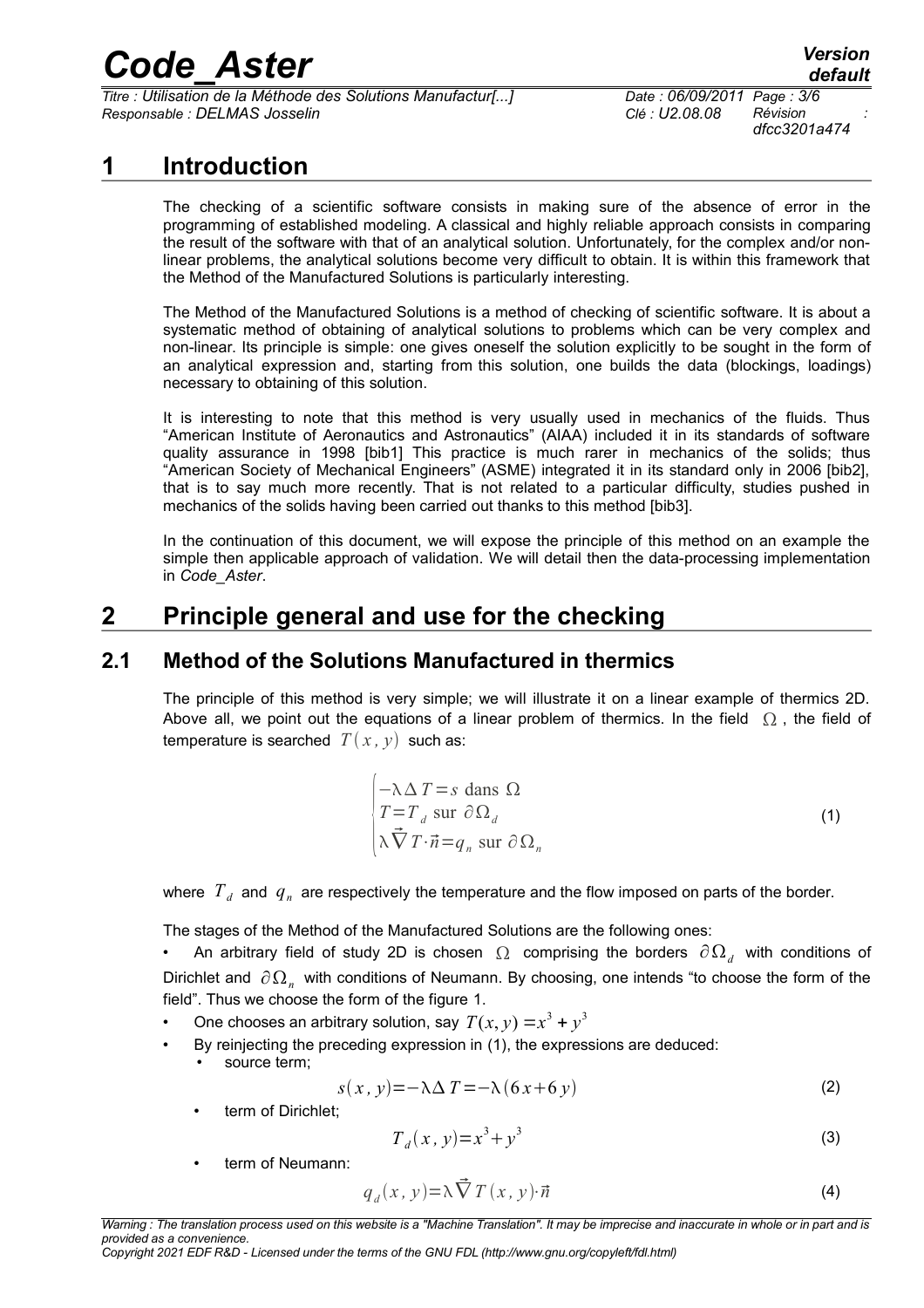# 1 Introduction

The checking of a scientific software consists in making sure of the absence of error in the programming of established modeling. A classical and highly reliable approach consists in comparing the result of the software with that of an analytical solution. Unfortunately, for the complex and/or non-linear problems, the analytical solutions become very difficult to obtain. It is within this framework that the Method of the Manufactured Solutions is particularly interesting.

The Method of the Manufactured Solutions is a method of checking of scientific software. It is about a systematic method of obtaining of analytical solutions to problems which can be very complex and non-linear. Its principle is simple: one gives oneself the solution explicitly to be sought in the form of an analytical expression and, starting from this solution, one builds the data (blockings, loadings) necessary to obtaining of this solution.

It is interesting to note that this method is very usually used in mechanics of the fluids. Thus "American Institute of Aeronautics and Astronautics" (AIAA) included it in its standards of software quality assurance in 1998 [bib1] This practice is much rarer in mechanics of the solids; thus "American Society of Mechanical Engineers" (ASME) integrated it in its standard only in 2006 [bib2], that is to say much more recently. That is not related to a particular difficulty, studies pushed in mechanics of the solids having been carried out thanks to this method [bib3].

In the continuation of this document, we will expose the principle of this method on an example the simple then applicable approach of validation. We will detail then the data-processing implementation in *Code_Aster*.

# 2 Principle general and use for the checking

## 2.1 Method of the Solutions Manufactured in thermics

The principle of this method is very simple; we will illustrate it on a linear example of thermics 2D. Above all, we point out the equations of a linear problem of thermics. In the field $\Omega$, the field of temperature is searched $T(x,y)$ such as:

$$\begin{cases} -\lambda \Delta T = s \text{ dans } \Omega \\ T = T_d \text{ sur } \partial \Omega_d \\ \lambda \vec{\nabla} T \cdot \vec{n} = q_n \text{ sur } \partial \Omega_n \end{cases} \tag{1}$$

where $T_d$ and $q_n$ are respectively the temperature and the flow imposed on parts of the border.

The stages of the Method of the Manufactured Solutions are the following ones:

- An arbitrary field of study 2D is chosen $\Omega$ comprising the borders $\partial \Omega_d$ with conditions of Dirichlet and $\partial \Omega_n$ with conditions of Neumann. By choosing, one intends "to choose the form of the field". Thus we choose the form of the figure 1.
- One chooses an arbitrary solution, say $T(x,y) = x^3 + y^3$
- By reinjecting the preceding expression in (1), the expressions are deduced:
  - source term;

$$s(x,y) = -\lambda \Delta T = -\lambda (6x + 6y) \tag{2}$$

  - term of Dirichlet;

$$T_d(x,y) = x^3 + y^3 \tag{3}$$

  - term of Neumann:

$$q_d(x,y) = \lambda \vec{\nabla} T(x,y) \cdot \vec{n} \tag{4}$$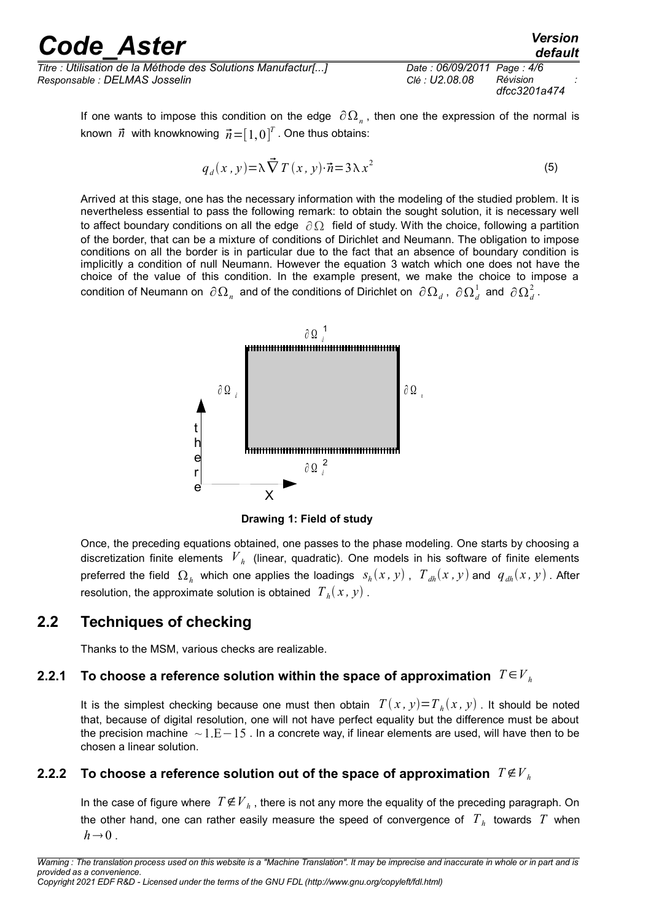If one wants to impose this condition on the edge $\partial\Omega_n$, then one the expression of the normal is known $\vec{n}$ with knowknowing $\vec{n}=[1,0]^T$. One thus obtains:

$$q_d(x,y)=\lambda\vec{\nabla}T(x,y)\cdot\vec{n}=3\lambda x^2 \tag{5}$$

Arrived at this stage, one has the necessary information with the modeling of the studied problem. It is nevertheless essential to pass the following remark: to obtain the sought solution, it is necessary well to affect boundary conditions on all the edge $\partial\Omega$ field of study. With the choice, following a partition of the border, that can be a mixture of conditions of Dirichlet and Neumann. The obligation to impose conditions on all the border is in particular due to the fact that an absence of boundary condition is implicitly a condition of null Neumann. However the equation 3 watch which one does not have the choice of the value of this condition. In the example present, we make the choice to impose a condition of Neumann on $\partial\Omega_n$ and of the conditions of Dirichlet on $\partial\Omega_d$, $\partial\Omega_d^1$ and $\partial\Omega_d^2$.

**Drawing 1: Field of study**

Once, the preceding equations obtained, one passes to the phase modeling. One starts by choosing a discretization finite elements $V_h$ (linear, quadratic). One models in his software of finite elements preferred the field $\Omega_h$ which one applies the loadings $s_h(x,y)$, $T_{dh}(x,y)$ and $q_{dh}(x,y)$. After resolution, the approximate solution is obtained $T_h(x,y)$.

## 2.2 Techniques of checking

Thanks to the MSM, various checks are realizable.

### 2.2.1 To choose a reference solution within the space of approximation $T\in V_h$

It is the simplest checking because one must then obtain $T(x,y)=T_h(x,y)$. It should be noted that, because of digital resolution, one will not have perfect equality but the difference must be about the precision machine $\sim 1.\text{E}-15$. In a concrete way, if linear elements are used, will have then to be chosen a linear solution.

### 2.2.2 To choose a reference solution out of the space of approximation $T\notin V_h$

In the case of figure where $T\notin V_h$, there is not any more the equality of the preceding paragraph. On the other hand, one can rather easily measure the speed of convergence of $T_h$ towards $T$ when $h\rightarrow 0$.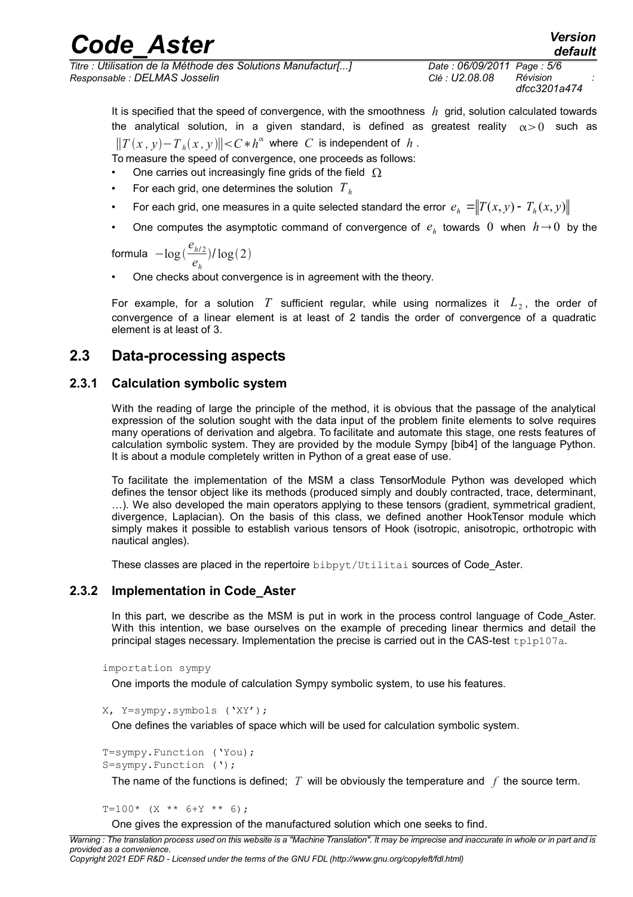It is specified that the speed of convergence, with the smoothness $h$ grid, solution calculated towards the analytical solution, in a given standard, is defined as greatest reality $\alpha>0$ such as $\|T(x,y)-T_h(x,y)\|<C*h^{\alpha}$ where $C$ is independent of $h$.

To measure the speed of convergence, one proceeds as follows:

- One carries out increasingly fine grids of the field $\Omega$
- For each grid, one determines the solution $T_h$
- For each grid, one measures in a quite selected standard the error $e_h = \|T(x,y) - T_h(x,y)\|$
- One computes the asymptotic command of convergence of $e_h$ towards $0$ when $h \rightarrow 0$ by the formula $-\log(\frac{e_{h/2}}{e_h})/\log(2)$
- One checks about convergence is in agreement with the theory.

For example, for a solution $T$ sufficient regular, while using normalizes it $L_2$, the order of convergence of a linear element is at least of 2 tandis the order of convergence of a quadratic element is at least of 3.

## 2.3 Data-processing aspects

### 2.3.1 Calculation symbolic system

With the reading of large the principle of the method, it is obvious that the passage of the analytical expression of the solution sought with the data input of the problem finite elements to solve requires many operations of derivation and algebra. To facilitate and automate this stage, one rests features of calculation symbolic system. They are provided by the module Sympy [bib4] of the language Python. It is about a module completely written in Python of a great ease of use.

To facilitate the implementation of the MSM a class TensorModule Python was developed which defines the tensor object like its methods (produced simply and doubly contracted, trace, determinant, …). We also developed the main operators applying to these tensors (gradient, symmetrical gradient, divergence, Laplacian). On the basis of this class, we defined another HookTensor module which simply makes it possible to establish various tensors of Hook (isotropic, anisotropic, orthotropic with nautical angles).

These classes are placed in the repertoire `bibpyt/Utilitai` sources of Code_Aster.

### 2.3.2 Implementation in Code_Aster

In this part, we describe as the MSM is put in work in the process control language of Code_Aster. With this intention, we base ourselves on the example of preceding linear thermics and detail the principal stages necessary. Implementation the precise is carried out in the CAS-test `tplp107a`.

```
importation sympy
```

One imports the module of calculation Sympy symbolic system, to use his features.

```
X, Y=sympy.symbols ('XY');
```

One defines the variables of space which will be used for calculation symbolic system.

```
T=sympy.Function ('You);
S=sympy.Function (');
```

The name of the functions is defined; $T$ will be obviously the temperature and $f$ the source term.

```
T=100* (X ** 6+Y ** 6);
```

One gives the expression of the manufactured solution which one seeks to find.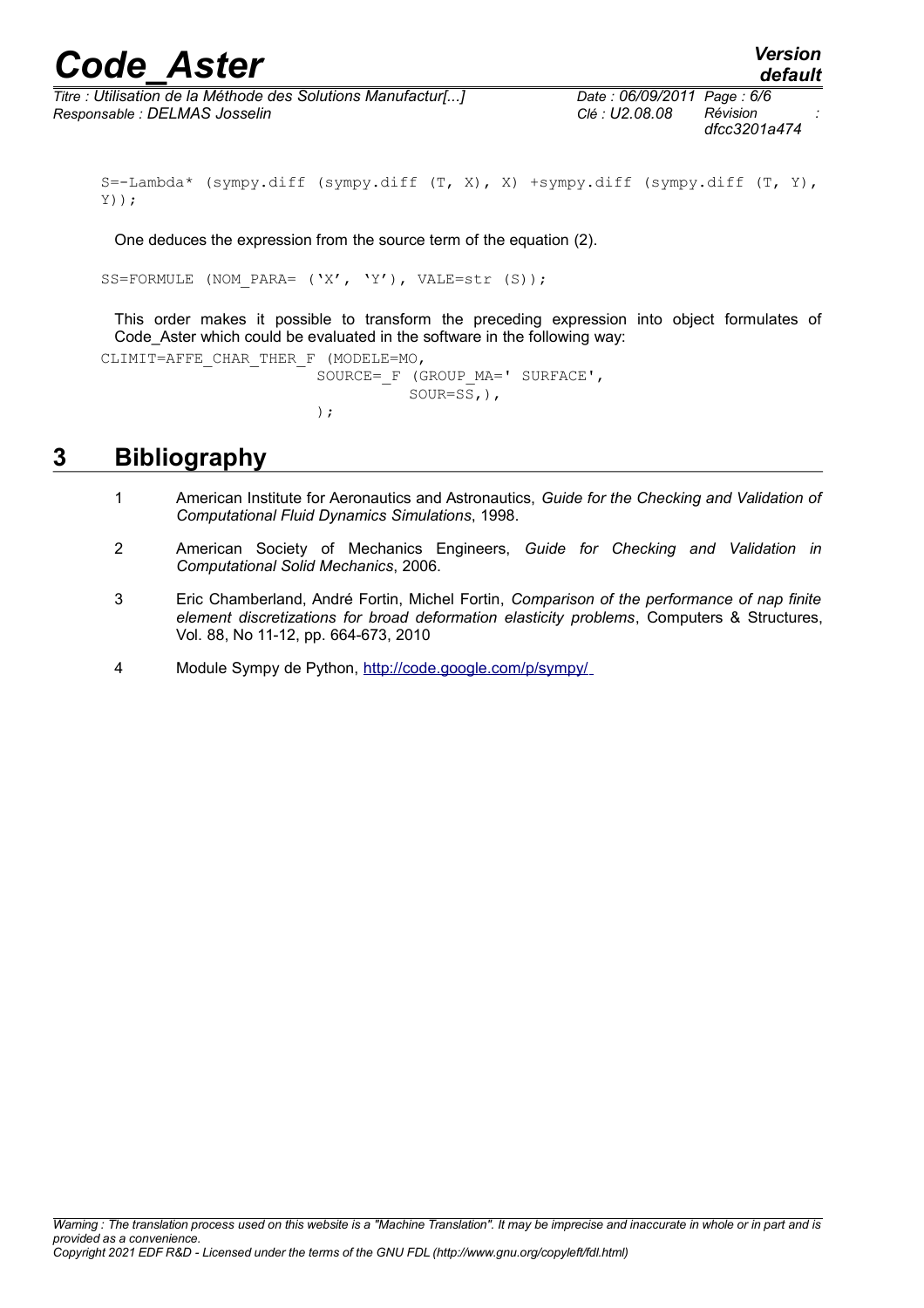```
S=-Lambda* (sympy.diff (sympy.diff (T, X), X) +sympy.diff (sympy.diff (T, Y), Y));
```

One deduces the expression from the source term of the equation (2).

```
SS=FORMULE (NOM_PARA= ('X', 'Y'), VALE=str (S));
```

This order makes it possible to transform the preceding expression into object formulates of Code_Aster which could be evaluated in the software in the following way:

```
CLIMIT=AFFE_CHAR_THER_F (MODELE=MO,
                        SOURCE=_F (GROUP_MA=' SURFACE',
                                SOUR=SS,),
                        );
```

# 3 Bibliography

1. American Institute for Aeronautics and Astronautics, *Guide for the Checking and Validation of Computational Fluid Dynamics Simulations*, 1998.
2. American Society of Mechanics Engineers, *Guide for Checking and Validation in Computational Solid Mechanics*, 2006.
3. Eric Chamberland, André Fortin, Michel Fortin, *Comparison of the performance of nap finite element discretizations for broad deformation elasticity problems*, Computers & Structures, Vol. 88, No 11-12, pp. 664-673, 2010
4. Module Sympy de Python, http://code.google.com/p/sympy/